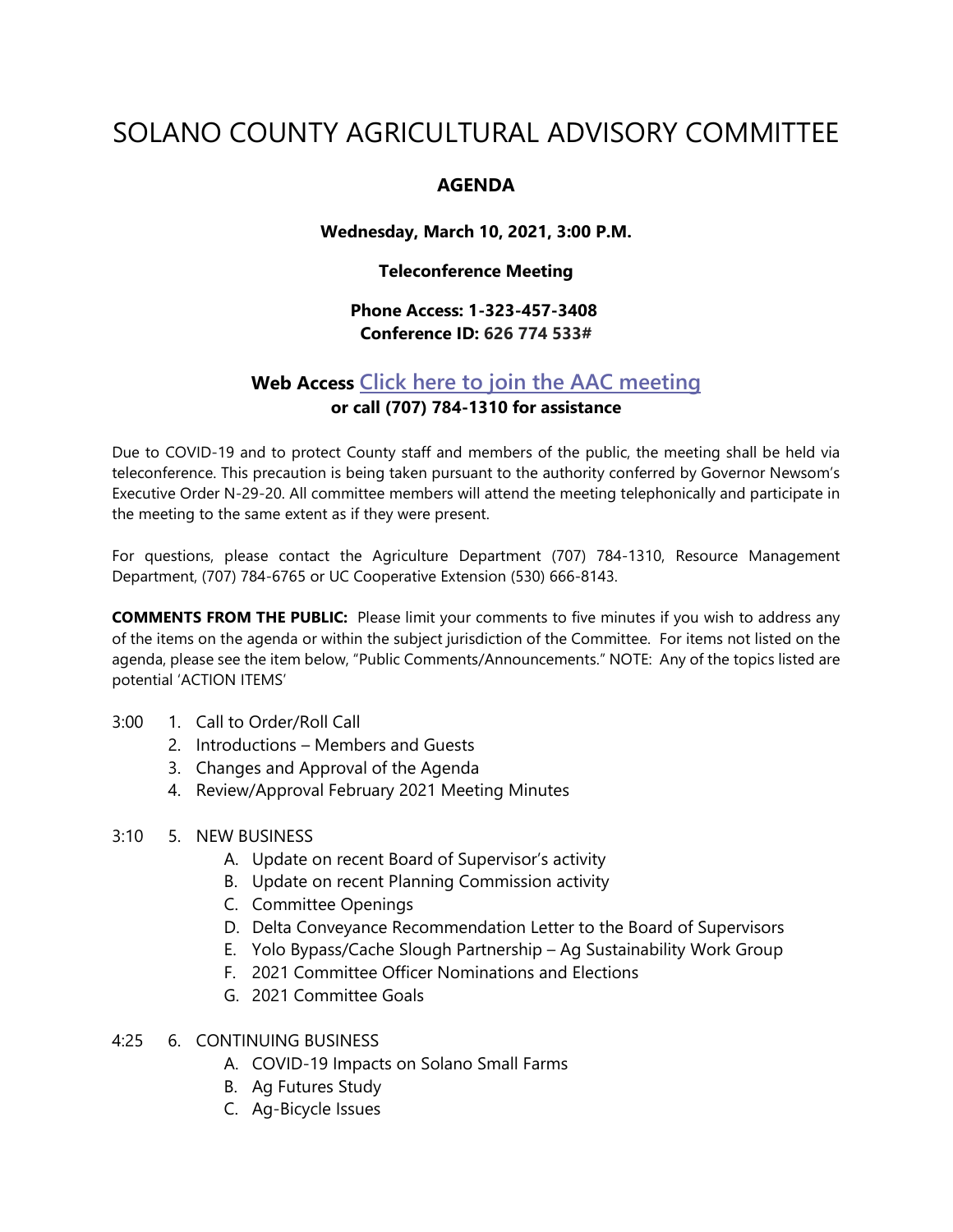# SOLANO COUNTY AGRICULTURAL ADVISORY COMMITTEE

## AGENDA

**Wednesday, March 10, 2021, 3:00 P.M.**

**Teleconference Meeting**

**Phone Access: 1-323-457-3408**
**Conference ID: 626 774 533#**

**Web Access Click here to join the AAC meeting**
**or call (707) 784-1310 for assistance**

Due to COVID-19 and to protect County staff and members of the public, the meeting shall be held via teleconference. This precaution is being taken pursuant to the authority conferred by Governor Newsom's Executive Order N-29-20. All committee members will attend the meeting telephonically and participate in the meeting to the same extent as if they were present.

For questions, please contact the Agriculture Department (707) 784-1310, Resource Management Department, (707) 784-6765 or UC Cooperative Extension (530) 666-8143.

**COMMENTS FROM THE PUBLIC:** Please limit your comments to five minutes if you wish to address any of the items on the agenda or within the subject jurisdiction of the Committee. For items not listed on the agenda, please see the item below, "Public Comments/Announcements." NOTE: Any of the topics listed are potential 'ACTION ITEMS'

3:00
1. Call to Order/Roll Call
2. Introductions – Members and Guests
3. Changes and Approval of the Agenda
4. Review/Approval February 2021 Meeting Minutes

3:10
5. NEW BUSINESS
   - A. Update on recent Board of Supervisor's activity
   - B. Update on recent Planning Commission activity
   - C. Committee Openings
   - D. Delta Conveyance Recommendation Letter to the Board of Supervisors
   - E. Yolo Bypass/Cache Slough Partnership – Ag Sustainability Work Group
   - F. 2021 Committee Officer Nominations and Elections
   - G. 2021 Committee Goals

4:25
6. CONTINUING BUSINESS
   - A. COVID-19 Impacts on Solano Small Farms
   - B. Ag Futures Study
   - C. Ag-Bicycle Issues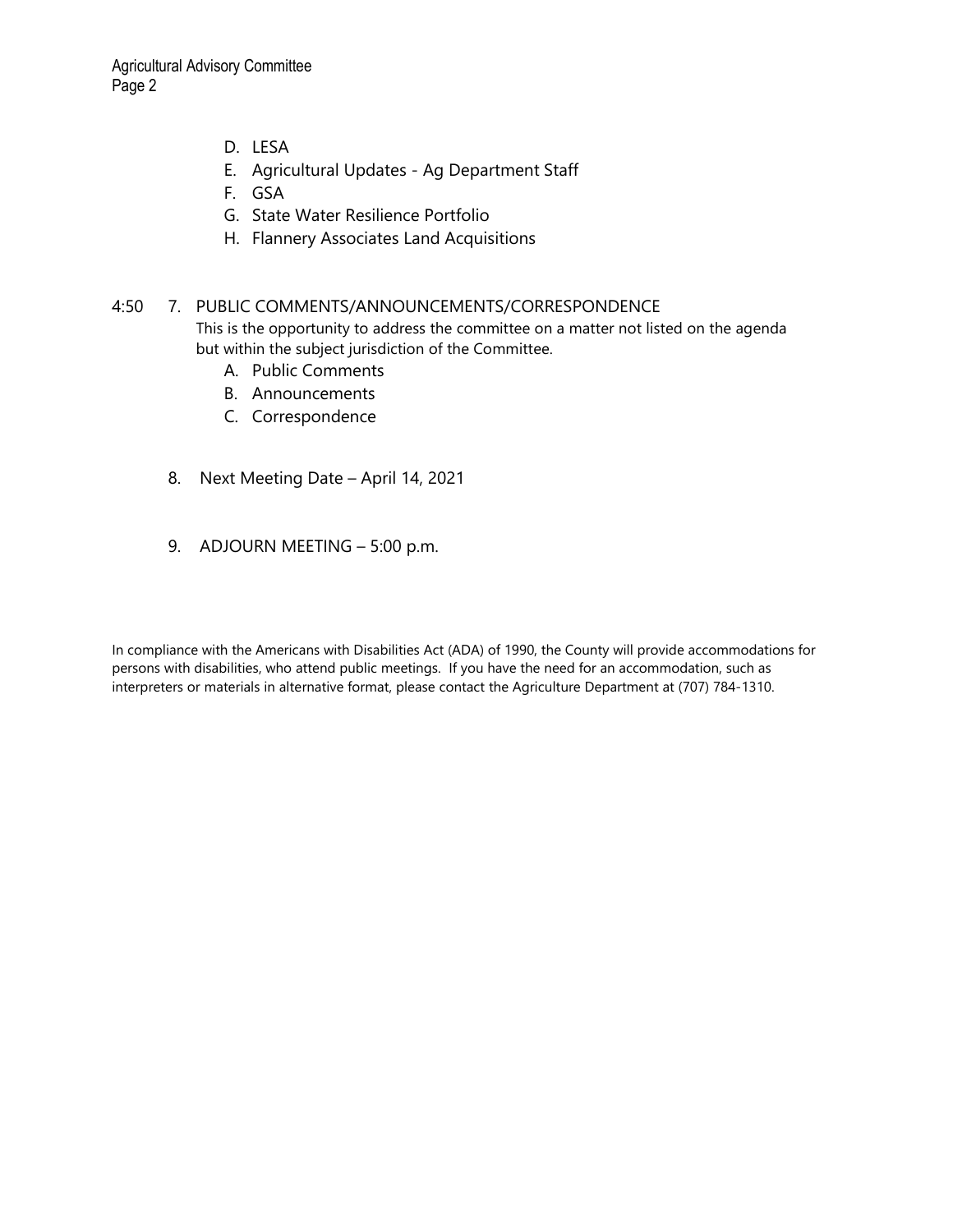D. LESA
E. Agricultural Updates - Ag Department Staff
F. GSA
G. State Water Resilience Portfolio
H. Flannery Associates Land Acquisitions

4:50 7. PUBLIC COMMENTS/ANNOUNCEMENTS/CORRESPONDENCE

This is the opportunity to address the committee on a matter not listed on the agenda but within the subject jurisdiction of the Committee.

A. Public Comments
B. Announcements
C. Correspondence

8. Next Meeting Date – April 14, 2021

9. ADJOURN MEETING – 5:00 p.m.

In compliance with the Americans with Disabilities Act (ADA) of 1990, the County will provide accommodations for persons with disabilities, who attend public meetings. If you have the need for an accommodation, such as interpreters or materials in alternative format, please contact the Agriculture Department at (707) 784-1310.